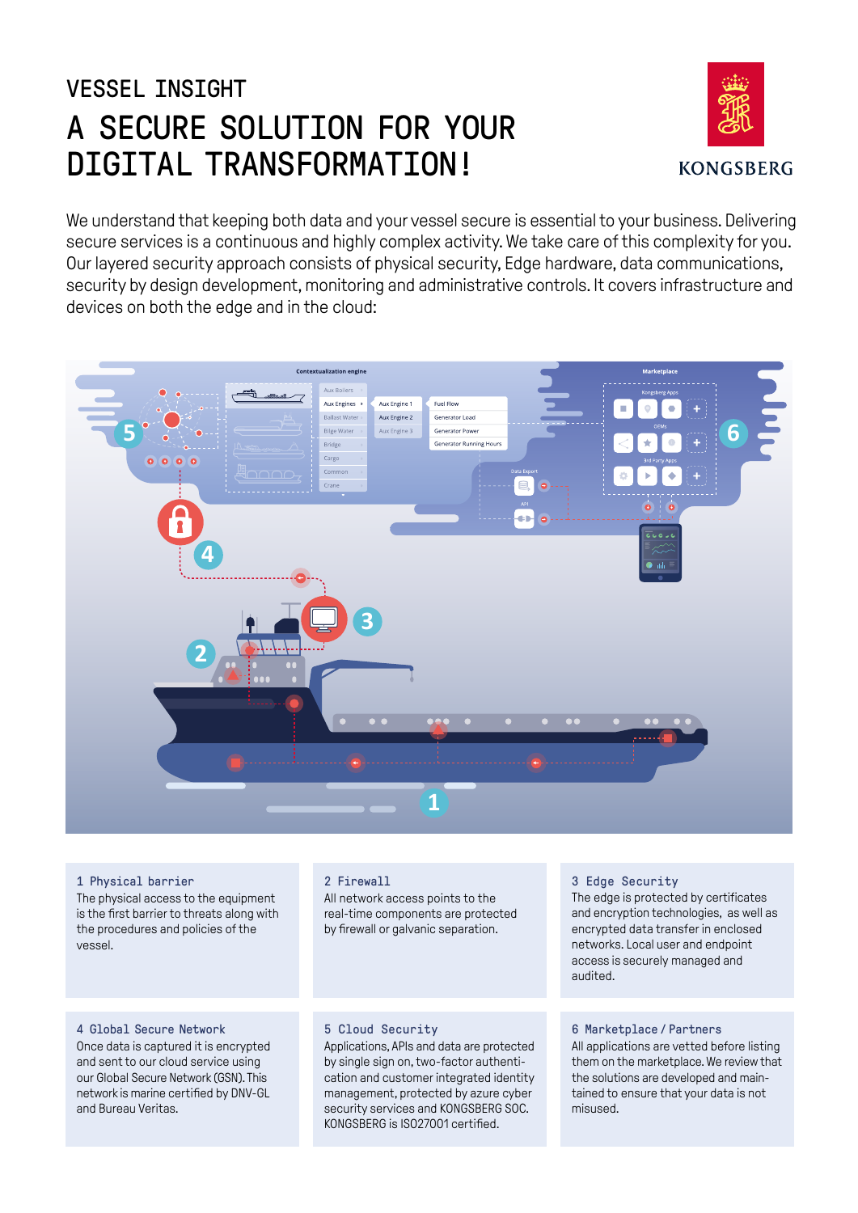# VESSEL INSIGHT

# A SECURE SOLUTION FOR YOUR DIGITAL TRANSFORMATION!

KONGSBERG

We understand that keeping both data and your vessel secure is essential to your business. Delivering secure services is a continuous and highly complex activity. We take care of this complexity for you. Our layered security approach consists of physical security, Edge hardware, data communications, security by design development, monitoring and administrative controls. It covers infrastructure and devices on both the edge and in the cloud:

### 1 Physical barrier

The physical access to the equipment is the first barrier to threats along with the procedures and policies of the vessel.

### 2 Firewall

All network access points to the real-time components are protected by firewall or galvanic separation.

### 3 Edge Security

The edge is protected by certificates and encryption technologies, as well as encrypted data transfer in enclosed networks. Local user and endpoint access is securely managed and audited.

### 4 Global Secure Network

Once data is captured it is encrypted and sent to our cloud service using our Global Secure Network (GSN). This network is marine certified by DNV-GL and Bureau Veritas.

### 5 Cloud Security

Applications, APIs and data are protected by single sign on, two-factor authentication and customer integrated identity management, protected by azure cyber security services and KONGSBERG SOC. KONGSBERG is ISO27001 certified.

### 6 Marketplace / Partners

All applications are vetted before listing them on the marketplace. We review that the solutions are developed and maintained to ensure that your data is not misused.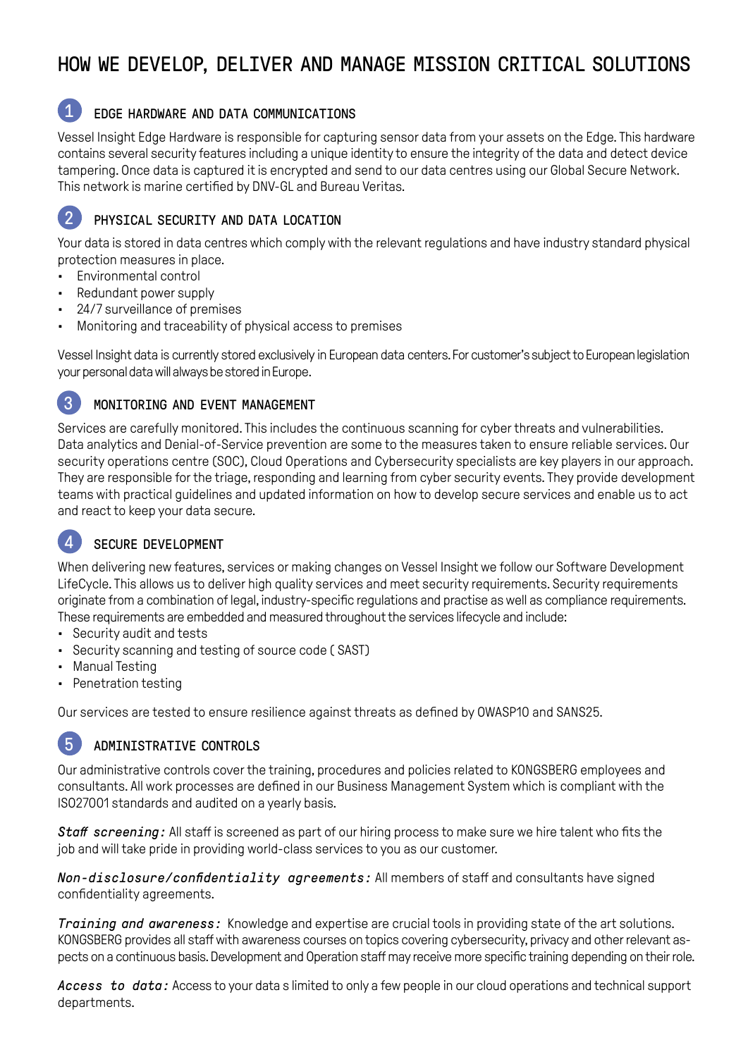# HOW WE DEVELOP, DELIVER AND MANAGE MISSION CRITICAL SOLUTIONS

## 1 EDGE HARDWARE AND DATA COMMUNICATIONS

Vessel Insight Edge Hardware is responsible for capturing sensor data from your assets on the Edge. This hardware contains several security features including a unique identity to ensure the integrity of the data and detect device tampering. Once data is captured it is encrypted and send to our data centres using our Global Secure Network. This network is marine certified by DNV-GL and Bureau Veritas.

## 2 PHYSICAL SECURITY AND DATA LOCATION

Your data is stored in data centres which comply with the relevant regulations and have industry standard physical protection measures in place.

- Environmental control
- Redundant power supply
- 24/7 surveillance of premises
- Monitoring and traceability of physical access to premises

Vessel Insight data is currently stored exclusively in European data centers. For customer's subject to European legislation your personal data will always be stored in Europe.

## 3 MONITORING AND EVENT MANAGEMENT

Services are carefully monitored. This includes the continuous scanning for cyber threats and vulnerabilities. Data analytics and Denial-of-Service prevention are some to the measures taken to ensure reliable services. Our security operations centre (SOC), Cloud Operations and Cybersecurity specialists are key players in our approach. They are responsible for the triage, responding and learning from cyber security events. They provide development teams with practical guidelines and updated information on how to develop secure services and enable us to act and react to keep your data secure.

## 4 SECURE DEVELOPMENT

When delivering new features, services or making changes on Vessel Insight we follow our Software Development LifeCycle. This allows us to deliver high quality services and meet security requirements. Security requirements originate from a combination of legal, industry-specific regulations and practise as well as compliance requirements. These requirements are embedded and measured throughout the services lifecycle and include:

- Security audit and tests
- Security scanning and testing of source code ( SAST)
- Manual Testing
- Penetration testing

Our services are tested to ensure resilience against threats as defined by OWASP10 and SANS25.

## 5 ADMINISTRATIVE CONTROLS

Our administrative controls cover the training, procedures and policies related to KONGSBERG employees and consultants. All work processes are defined in our Business Management System which is compliant with the ISO27001 standards and audited on a yearly basis.

***Staff screening:*** All staff is screened as part of our hiring process to make sure we hire talent who fits the job and will take pride in providing world-class services to you as our customer.

***Non-disclosure/confidentiality agreements:*** All members of staff and consultants have signed confidentiality agreements.

***Training and awareness:*** Knowledge and expertise are crucial tools in providing state of the art solutions. KONGSBERG provides all staff with awareness courses on topics covering cybersecurity, privacy and other relevant aspects on a continuous basis. Development and Operation staff may receive more specific training depending on their role.

***Access to data:*** Access to your data s limited to only a few people in our cloud operations and technical support departments.